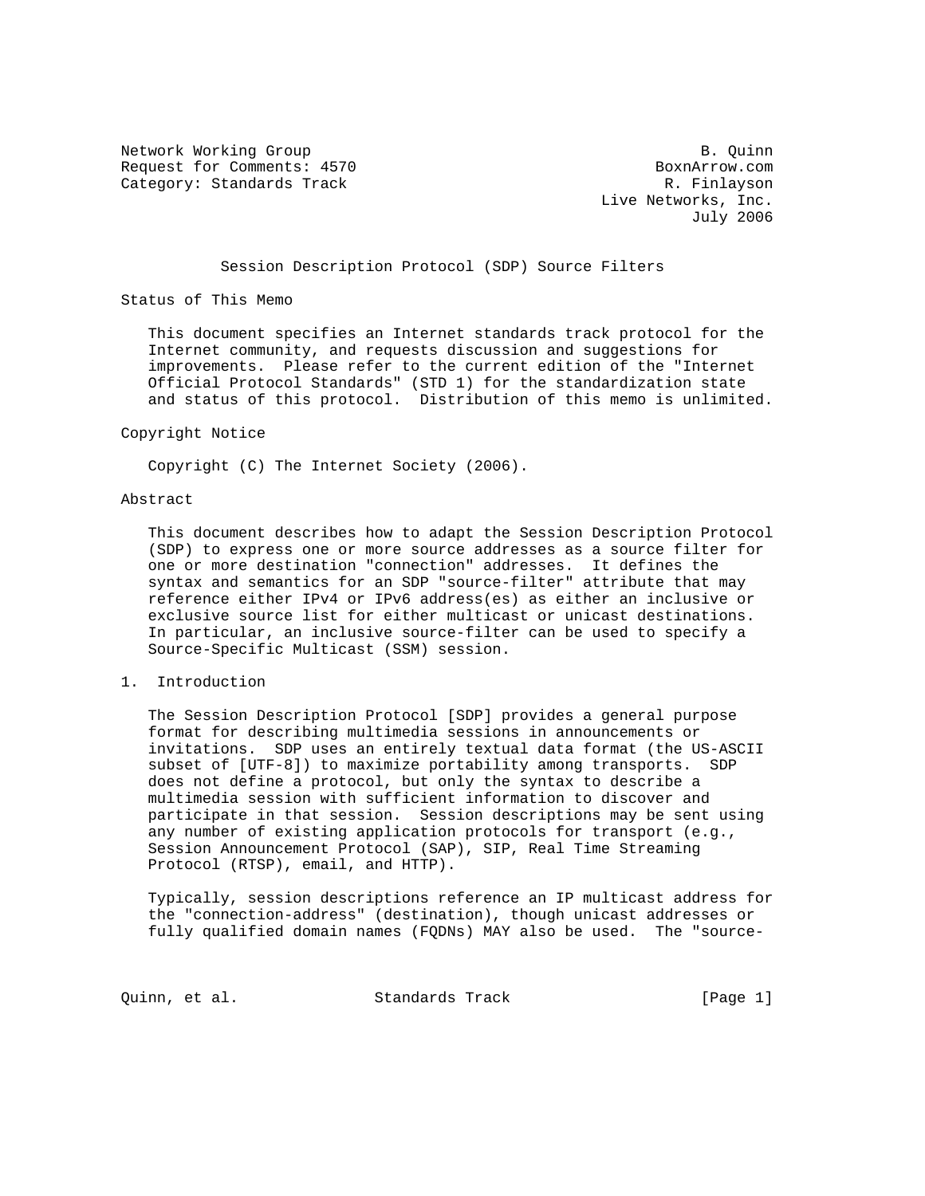Network Working Group B. Quinn
Request for Comments: 4570 BoxnArrow.com
Category: Standards Track R. Finlayson
Live Networks, Inc.
July 2006

# Session Description Protocol (SDP) Source Filters

## Status of This Memo

This document specifies an Internet standards track protocol for the Internet community, and requests discussion and suggestions for improvements. Please refer to the current edition of the "Internet Official Protocol Standards" (STD 1) for the standardization state and status of this protocol. Distribution of this memo is unlimited.

## Copyright Notice

Copyright (C) The Internet Society (2006).

## Abstract

This document describes how to adapt the Session Description Protocol (SDP) to express one or more source addresses as a source filter for one or more destination "connection" addresses. It defines the syntax and semantics for an SDP "source-filter" attribute that may reference either IPv4 or IPv6 address(es) as either an inclusive or exclusive source list for either multicast or unicast destinations. In particular, an inclusive source-filter can be used to specify a Source-Specific Multicast (SSM) session.

## 1. Introduction

The Session Description Protocol [SDP] provides a general purpose format for describing multimedia sessions in announcements or invitations. SDP uses an entirely textual data format (the US-ASCII subset of [UTF-8]) to maximize portability among transports. SDP does not define a protocol, but only the syntax to describe a multimedia session with sufficient information to discover and participate in that session. Session descriptions may be sent using any number of existing application protocols for transport (e.g., Session Announcement Protocol (SAP), SIP, Real Time Streaming Protocol (RTSP), email, and HTTP).

Typically, session descriptions reference an IP multicast address for the "connection-address" (destination), though unicast addresses or fully qualified domain names (FQDNs) MAY also be used. The "source-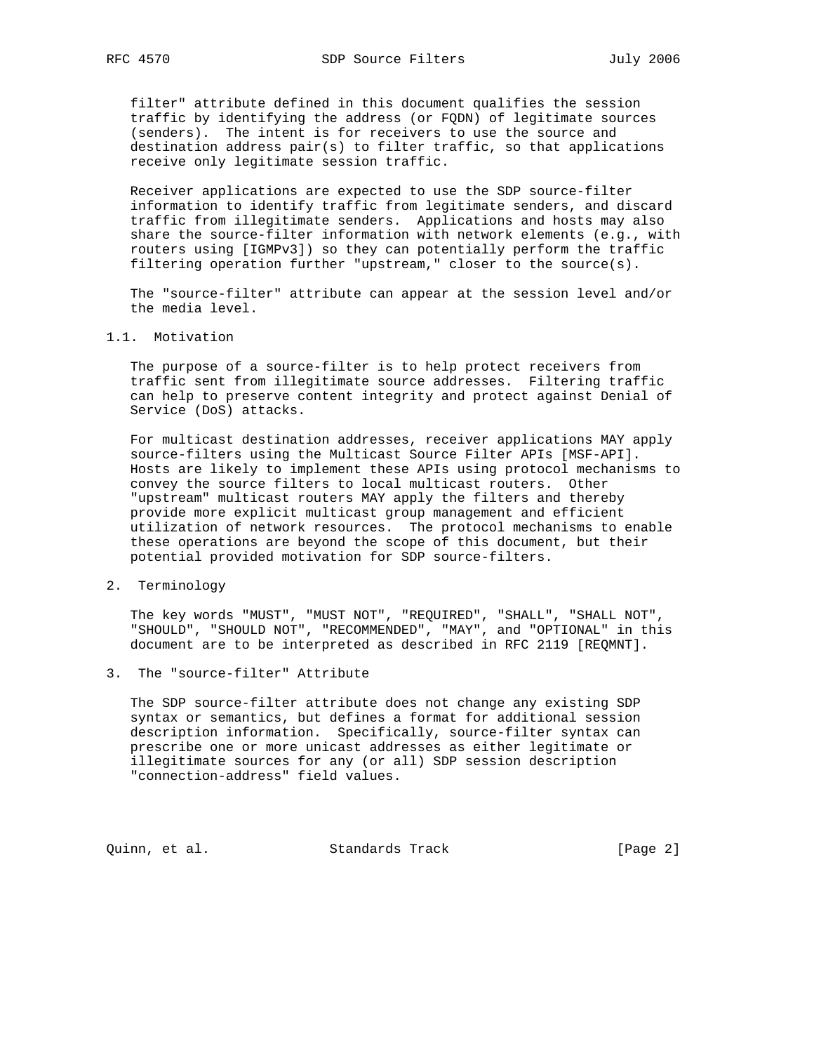filter" attribute defined in this document qualifies the session traffic by identifying the address (or FQDN) of legitimate sources (senders). The intent is for receivers to use the source and destination address pair(s) to filter traffic, so that applications receive only legitimate session traffic.

Receiver applications are expected to use the SDP source-filter information to identify traffic from legitimate senders, and discard traffic from illegitimate senders. Applications and hosts may also share the source-filter information with network elements (e.g., with routers using [IGMPv3]) so they can potentially perform the traffic filtering operation further "upstream," closer to the source(s).

The "source-filter" attribute can appear at the session level and/or the media level.

## 1.1. Motivation

The purpose of a source-filter is to help protect receivers from traffic sent from illegitimate source addresses. Filtering traffic can help to preserve content integrity and protect against Denial of Service (DoS) attacks.

For multicast destination addresses, receiver applications MAY apply source-filters using the Multicast Source Filter APIs [MSF-API]. Hosts are likely to implement these APIs using protocol mechanisms to convey the source filters to local multicast routers. Other "upstream" multicast routers MAY apply the filters and thereby provide more explicit multicast group management and efficient utilization of network resources. The protocol mechanisms to enable these operations are beyond the scope of this document, but their potential provided motivation for SDP source-filters.

# 2. Terminology

The key words "MUST", "MUST NOT", "REQUIRED", "SHALL", "SHALL NOT", "SHOULD", "SHOULD NOT", "RECOMMENDED", "MAY", and "OPTIONAL" in this document are to be interpreted as described in RFC 2119 [REQMNT].

# 3. The "source-filter" Attribute

The SDP source-filter attribute does not change any existing SDP syntax or semantics, but defines a format for additional session description information. Specifically, source-filter syntax can prescribe one or more unicast addresses as either legitimate or illegitimate sources for any (or all) SDP session description "connection-address" field values.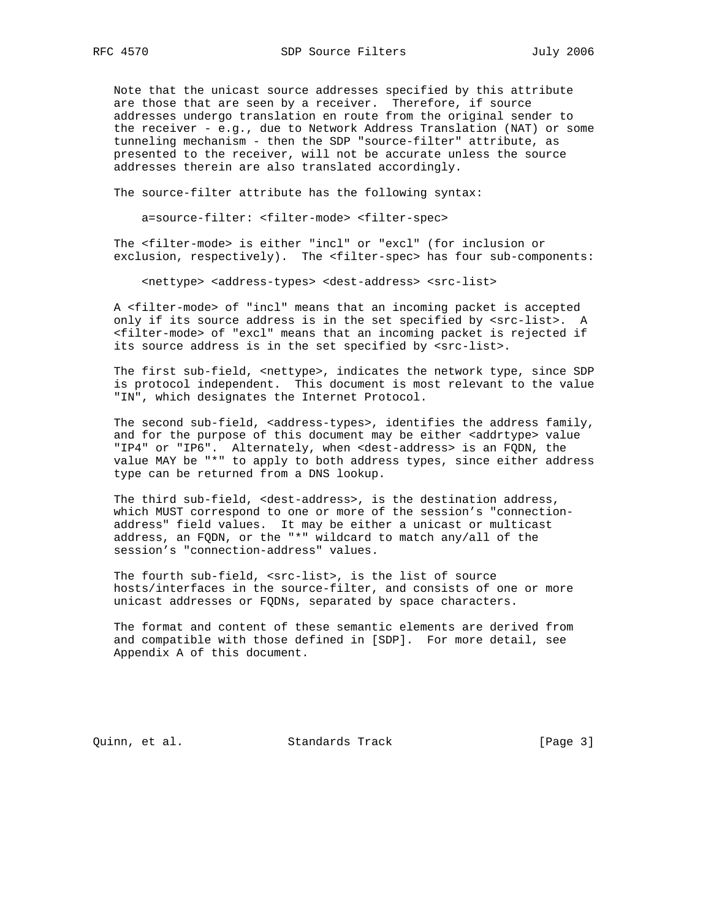Note that the unicast source addresses specified by this attribute are those that are seen by a receiver. Therefore, if source addresses undergo translation en route from the original sender to the receiver - e.g., due to Network Address Translation (NAT) or some tunneling mechanism - then the SDP "source-filter" attribute, as presented to the receiver, will not be accurate unless the source addresses therein are also translated accordingly.

The source-filter attribute has the following syntax:

```
a=source-filter: <filter-mode> <filter-spec>
```

The <filter-mode> is either "incl" or "excl" (for inclusion or exclusion, respectively). The <filter-spec> has four sub-components:

```
<nettype> <address-types> <dest-address> <src-list>
```

A <filter-mode> of "incl" means that an incoming packet is accepted only if its source address is in the set specified by <src-list>. A <filter-mode> of "excl" means that an incoming packet is rejected if its source address is in the set specified by <src-list>.

The first sub-field, <nettype>, indicates the network type, since SDP is protocol independent. This document is most relevant to the value "IN", which designates the Internet Protocol.

The second sub-field, <address-types>, identifies the address family, and for the purpose of this document may be either <addrtype> value "IP4" or "IP6". Alternately, when <dest-address> is an FQDN, the value MAY be "*" to apply to both address types, since either address type can be returned from a DNS lookup.

The third sub-field, <dest-address>, is the destination address, which MUST correspond to one or more of the session's "connection-address" field values. It may be either a unicast or multicast address, an FQDN, or the "*" wildcard to match any/all of the session's "connection-address" values.

The fourth sub-field, <src-list>, is the list of source hosts/interfaces in the source-filter, and consists of one or more unicast addresses or FQDNs, separated by space characters.

The format and content of these semantic elements are derived from and compatible with those defined in [SDP]. For more detail, see Appendix A of this document.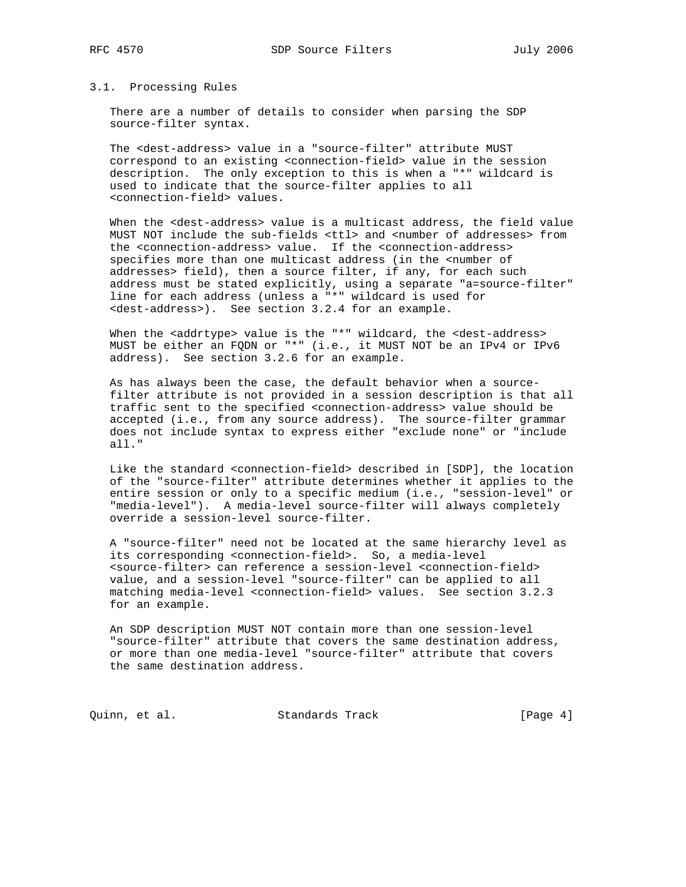### 3.1. Processing Rules

There are a number of details to consider when parsing the SDP source-filter syntax.

The <dest-address> value in a "source-filter" attribute MUST correspond to an existing <connection-field> value in the session description. The only exception to this is when a "*" wildcard is used to indicate that the source-filter applies to all <connection-field> values.

When the <dest-address> value is a multicast address, the field value MUST NOT include the sub-fields <ttl> and <number of addresses> from the <connection-address> value. If the <connection-address> specifies more than one multicast address (in the <number of addresses> field), then a source filter, if any, for each such address must be stated explicitly, using a separate "a=source-filter" line for each address (unless a "*" wildcard is used for <dest-address>). See section 3.2.4 for an example.

When the <addrtype> value is the "*" wildcard, the <dest-address> MUST be either an FQDN or "*" (i.e., it MUST NOT be an IPv4 or IPv6 address). See section 3.2.6 for an example.

As has always been the case, the default behavior when a source-filter attribute is not provided in a session description is that all traffic sent to the specified <connection-address> value should be accepted (i.e., from any source address). The source-filter grammar does not include syntax to express either "exclude none" or "include all."

Like the standard <connection-field> described in [SDP], the location of the "source-filter" attribute determines whether it applies to the entire session or only to a specific medium (i.e., "session-level" or "media-level"). A media-level source-filter will always completely override a session-level source-filter.

A "source-filter" need not be located at the same hierarchy level as its corresponding <connection-field>. So, a media-level <source-filter> can reference a session-level <connection-field> value, and a session-level "source-filter" can be applied to all matching media-level <connection-field> values. See section 3.2.3 for an example.

An SDP description MUST NOT contain more than one session-level "source-filter" attribute that covers the same destination address, or more than one media-level "source-filter" attribute that covers the same destination address.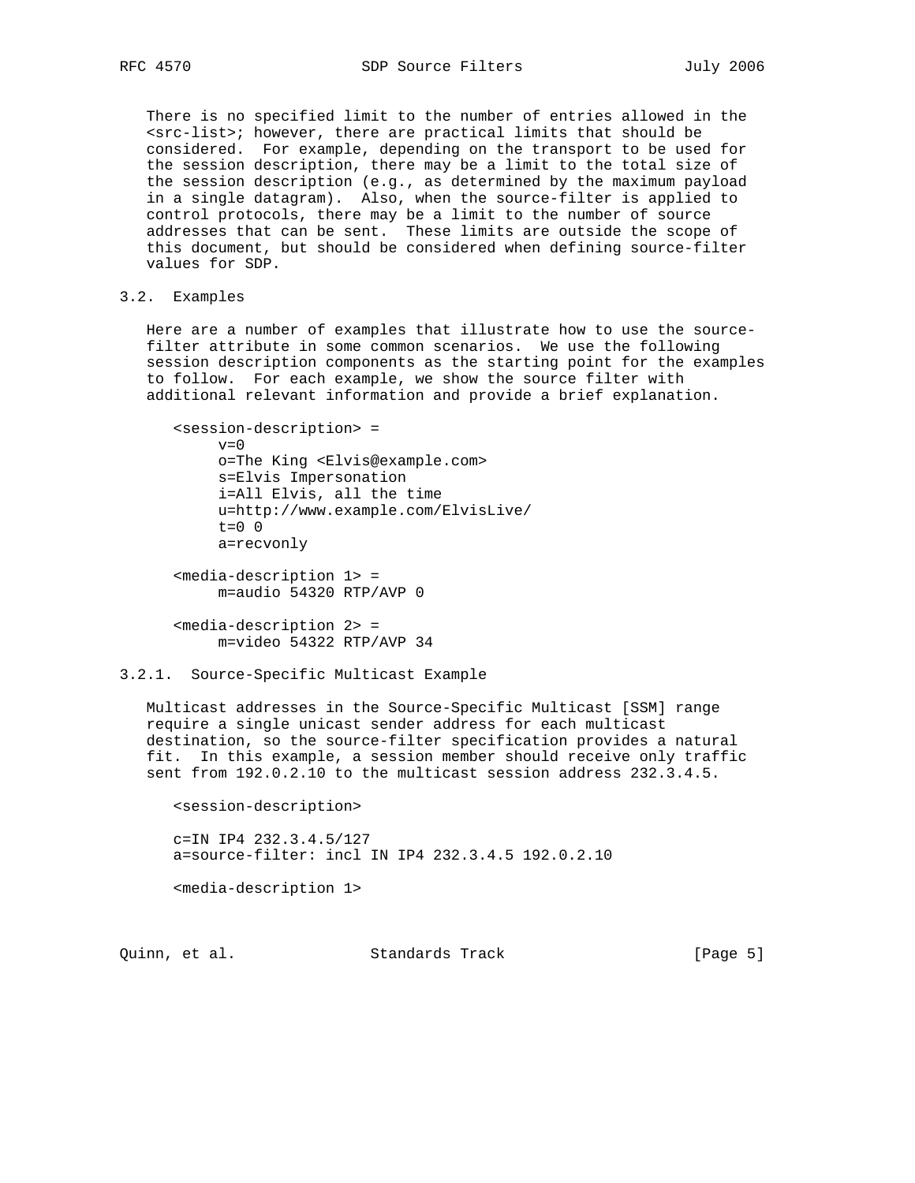There is no specified limit to the number of entries allowed in the <src-list>; however, there are practical limits that should be considered. For example, depending on the transport to be used for the session description, there may be a limit to the total size of the session description (e.g., as determined by the maximum payload in a single datagram). Also, when the source-filter is applied to control protocols, there may be a limit to the number of source addresses that can be sent. These limits are outside the scope of this document, but should be considered when defining source-filter values for SDP.

### 3.2. Examples

Here are a number of examples that illustrate how to use the source-filter attribute in some common scenarios. We use the following session description components as the starting point for the examples to follow. For each example, we show the source filter with additional relevant information and provide a brief explanation.

```
<session-description> =
     v=0
     o=The King <Elvis@example.com>
     s=Elvis Impersonation
     i=All Elvis, all the time
     u=http://www.example.com/ElvisLive/
     t=0 0
     a=recvonly

<media-description 1> =
     m=audio 54320 RTP/AVP 0

<media-description 2> =
     m=video 54322 RTP/AVP 34
```

#### 3.2.1. Source-Specific Multicast Example

Multicast addresses in the Source-Specific Multicast [SSM] range require a single unicast sender address for each multicast destination, so the source-filter specification provides a natural fit. In this example, a session member should receive only traffic sent from 192.0.2.10 to the multicast session address 232.3.4.5.

```
<session-description>

c=IN IP4 232.3.4.5/127
a=source-filter: incl IN IP4 232.3.4.5 192.0.2.10

<media-description 1>
```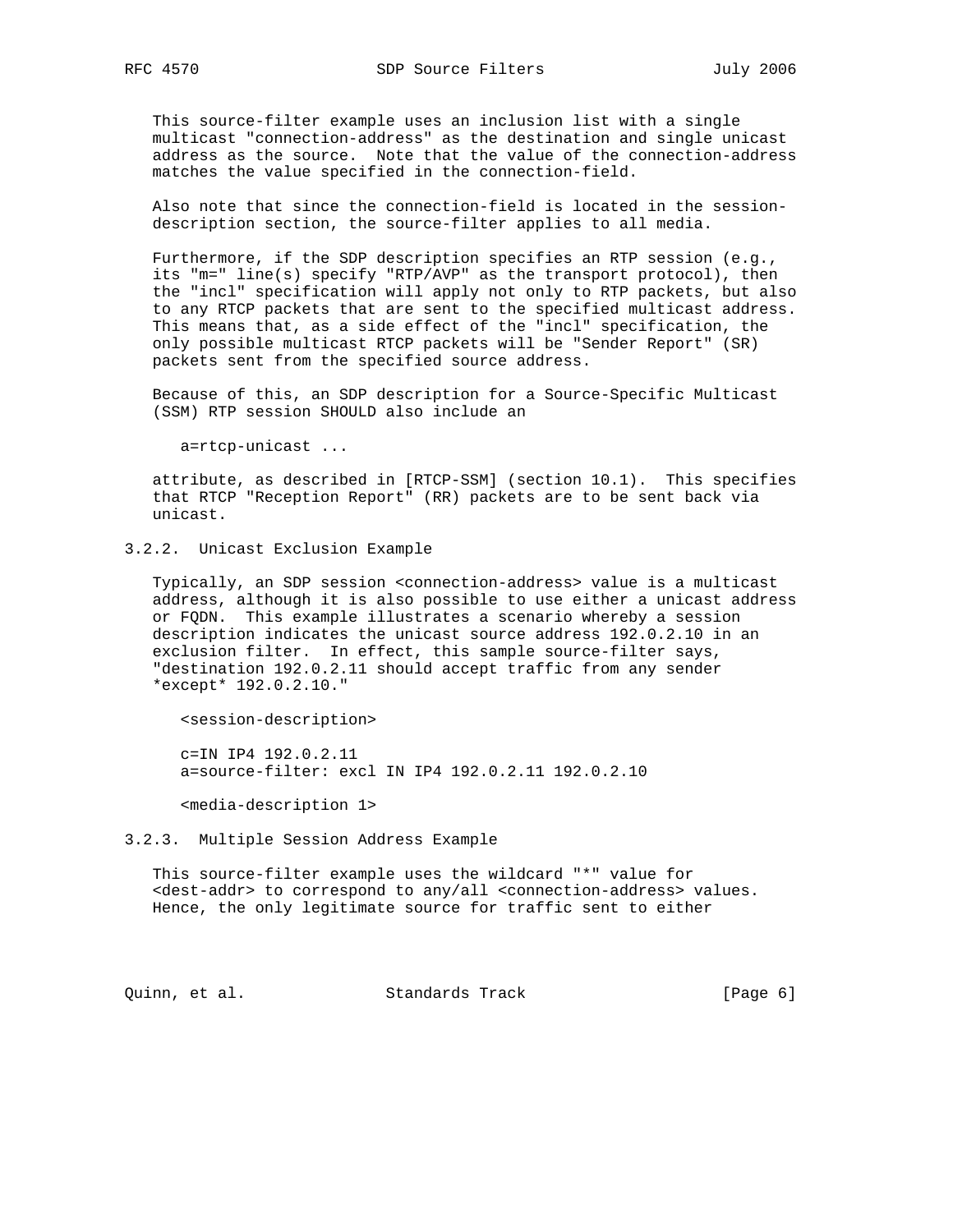This source-filter example uses an inclusion list with a single multicast "connection-address" as the destination and single unicast address as the source. Note that the value of the connection-address matches the value specified in the connection-field.

Also note that since the connection-field is located in the session-description section, the source-filter applies to all media.

Furthermore, if the SDP description specifies an RTP session (e.g., its "m=" line(s) specify "RTP/AVP" as the transport protocol), then the "incl" specification will apply not only to RTP packets, but also to any RTCP packets that are sent to the specified multicast address. This means that, as a side effect of the "incl" specification, the only possible multicast RTCP packets will be "Sender Report" (SR) packets sent from the specified source address.

Because of this, an SDP description for a Source-Specific Multicast (SSM) RTP session SHOULD also include an

```
a=rtcp-unicast ...
```

attribute, as described in [RTCP-SSM] (section 10.1). This specifies that RTCP "Reception Report" (RR) packets are to be sent back via unicast.

### 3.2.2. Unicast Exclusion Example

Typically, an SDP session <connection-address> value is a multicast address, although it is also possible to use either a unicast address or FQDN. This example illustrates a scenario whereby a session description indicates the unicast source address 192.0.2.10 in an exclusion filter. In effect, this sample source-filter says, "destination 192.0.2.11 should accept traffic from any sender *except* 192.0.2.10."

```
<session-description>

c=IN IP4 192.0.2.11
a=source-filter: excl IN IP4 192.0.2.11 192.0.2.10

<media-description 1>
```

### 3.2.3. Multiple Session Address Example

This source-filter example uses the wildcard "*" value for <dest-addr> to correspond to any/all <connection-address> values. Hence, the only legitimate source for traffic sent to either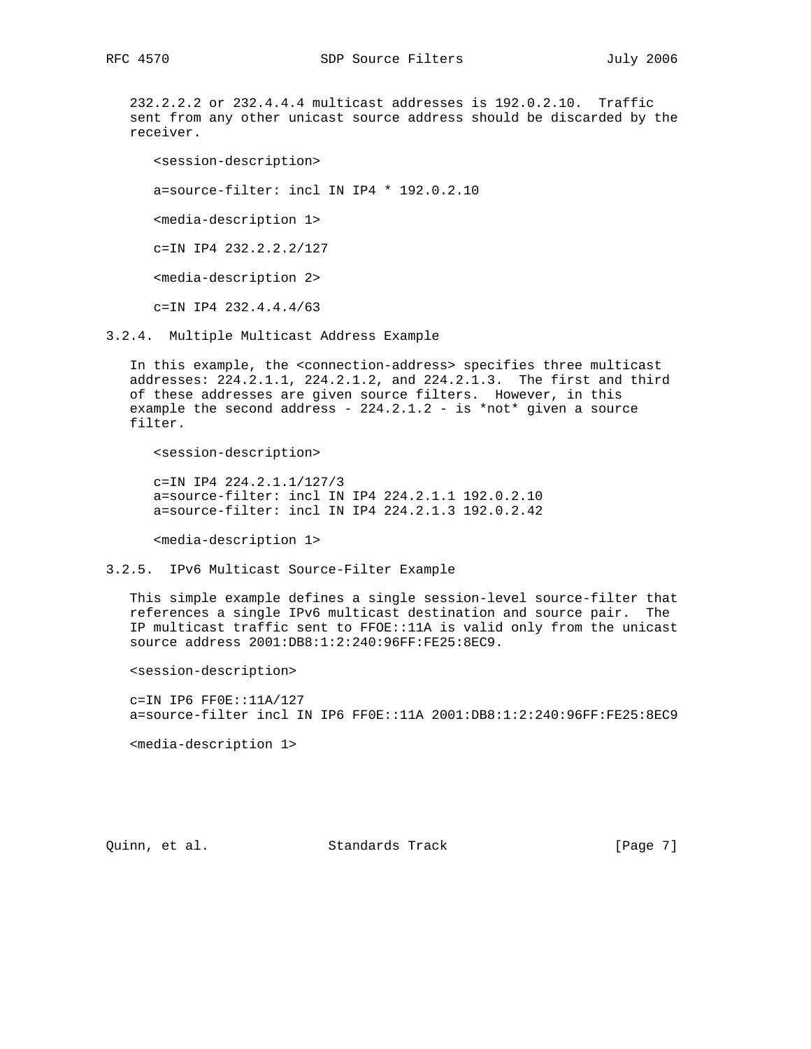232.2.2.2 or 232.4.4.4 multicast addresses is 192.0.2.10. Traffic sent from any other unicast source address should be discarded by the receiver.

```
<session-description>

a=source-filter: incl IN IP4 * 192.0.2.10

<media-description 1>

c=IN IP4 232.2.2.2/127

<media-description 2>

c=IN IP4 232.4.4.4/63
```

### 3.2.4. Multiple Multicast Address Example

In this example, the <connection-address> specifies three multicast addresses: 224.2.1.1, 224.2.1.2, and 224.2.1.3. The first and third of these addresses are given source filters. However, in this example the second address - 224.2.1.2 - is *not* given a source filter.

```
<session-description>

c=IN IP4 224.2.1.1/127/3
a=source-filter: incl IN IP4 224.2.1.1 192.0.2.10
a=source-filter: incl IN IP4 224.2.1.3 192.0.2.42

<media-description 1>
```

### 3.2.5. IPv6 Multicast Source-Filter Example

This simple example defines a single session-level source-filter that references a single IPv6 multicast destination and source pair. The IP multicast traffic sent to FFOE::11A is valid only from the unicast source address 2001:DB8:1:2:240:96FF:FE25:8EC9.

```
<session-description>

c=IN IP6 FF0E::11A/127
a=source-filter incl IN IP6 FF0E::11A 2001:DB8:1:2:240:96FF:FE25:8EC9

<media-description 1>
```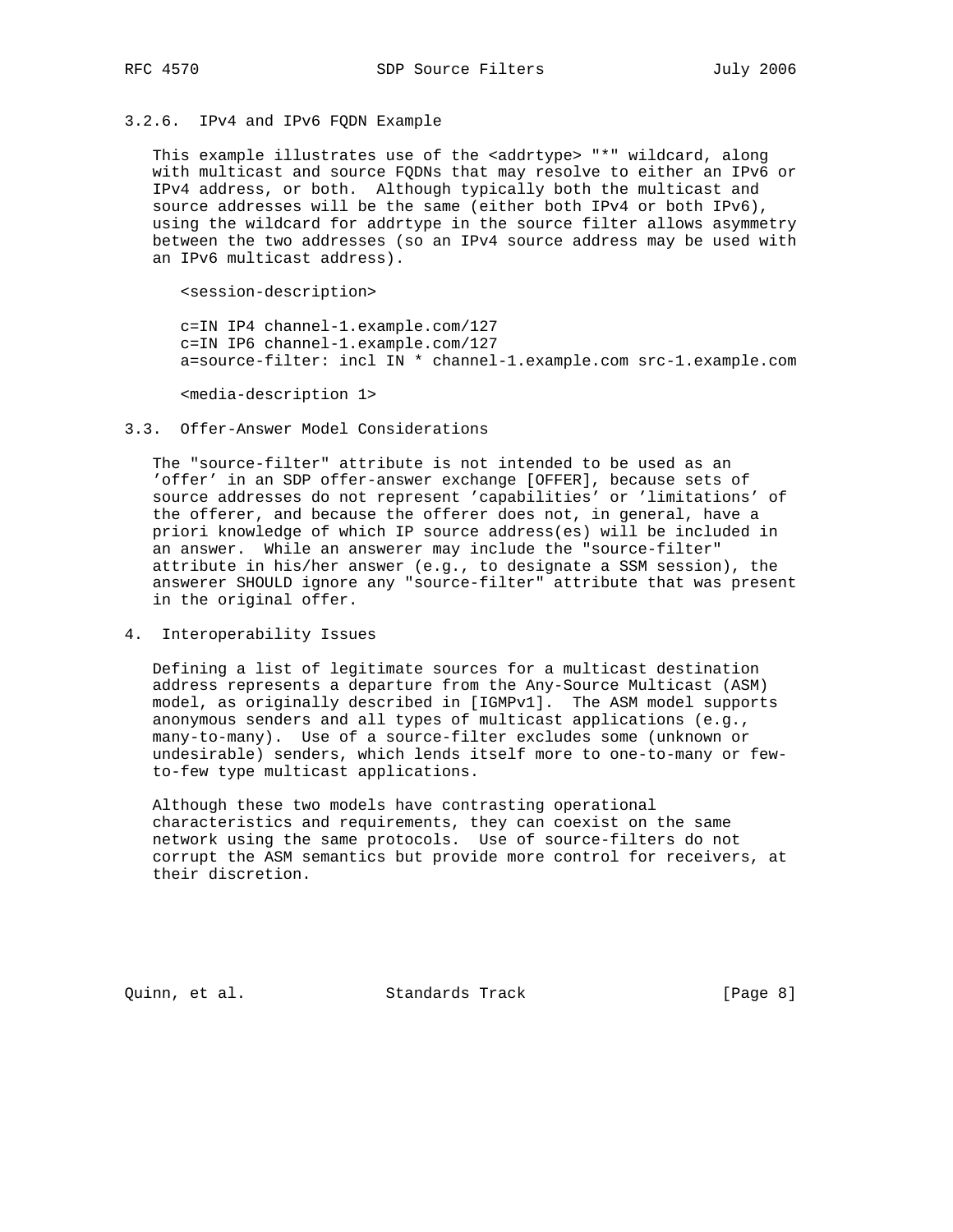### 3.2.6. IPv4 and IPv6 FQDN Example

This example illustrates use of the <addrtype> "*" wildcard, along with multicast and source FQDNs that may resolve to either an IPv6 or IPv4 address, or both. Although typically both the multicast and source addresses will be the same (either both IPv4 or both IPv6), using the wildcard for addrtype in the source filter allows asymmetry between the two addresses (so an IPv4 source address may be used with an IPv6 multicast address).

```
<session-description>

c=IN IP4 channel-1.example.com/127
c=IN IP6 channel-1.example.com/127
a=source-filter: incl IN * channel-1.example.com src-1.example.com

<media-description 1>
```

## 3.3. Offer-Answer Model Considerations

The "source-filter" attribute is not intended to be used as an 'offer' in an SDP offer-answer exchange [OFFER], because sets of source addresses do not represent 'capabilities' or 'limitations' of the offerer, and because the offerer does not, in general, have a priori knowledge of which IP source address(es) will be included in an answer. While an answerer may include the "source-filter" attribute in his/her answer (e.g., to designate a SSM session), the answerer SHOULD ignore any "source-filter" attribute that was present in the original offer.

# 4. Interoperability Issues

Defining a list of legitimate sources for a multicast destination address represents a departure from the Any-Source Multicast (ASM) model, as originally described in [IGMPv1]. The ASM model supports anonymous senders and all types of multicast applications (e.g., many-to-many). Use of a source-filter excludes some (unknown or undesirable) senders, which lends itself more to one-to-many or few-to-few type multicast applications.

Although these two models have contrasting operational characteristics and requirements, they can coexist on the same network using the same protocols. Use of source-filters do not corrupt the ASM semantics but provide more control for receivers, at their discretion.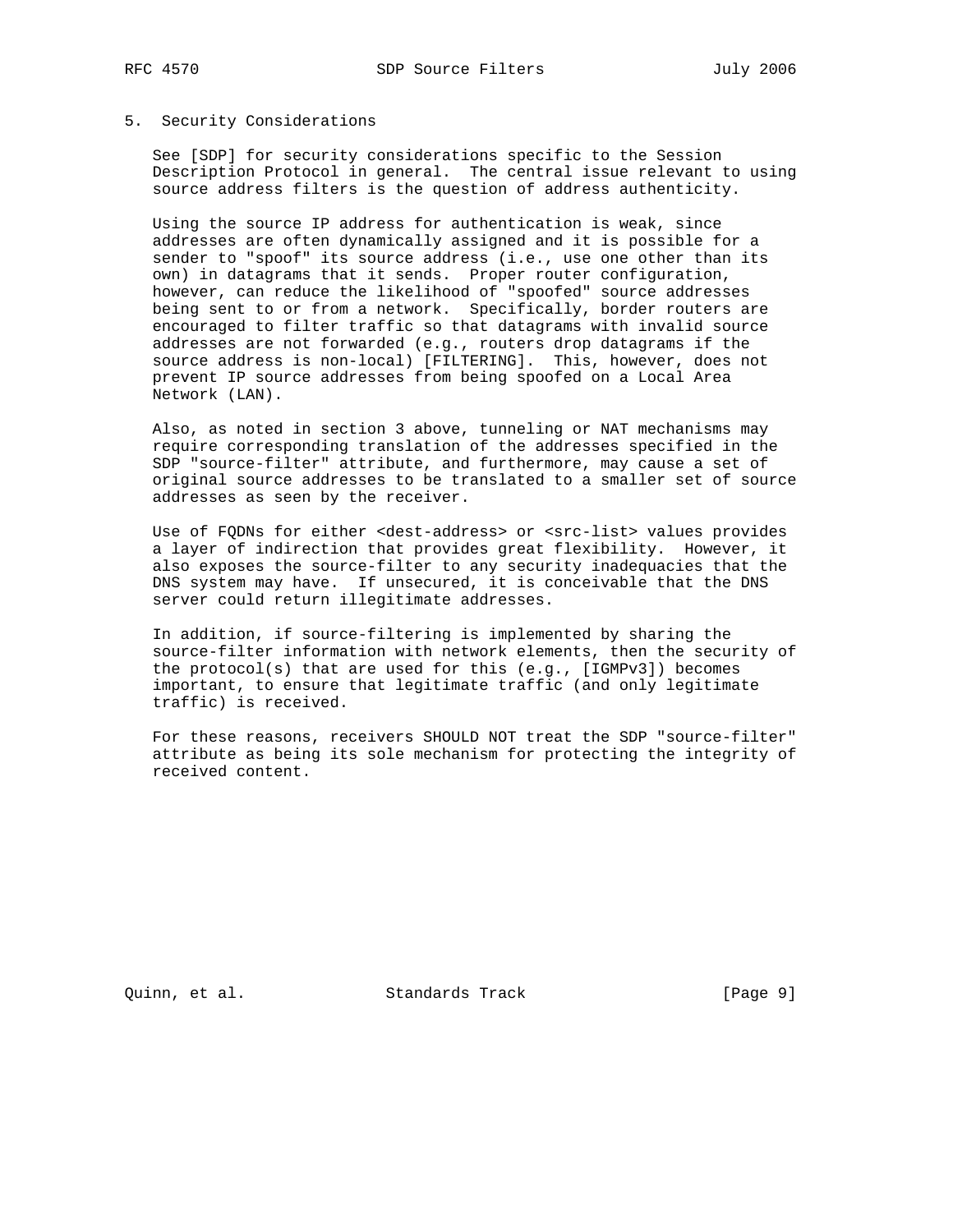## 5. Security Considerations

See [SDP] for security considerations specific to the Session Description Protocol in general. The central issue relevant to using source address filters is the question of address authenticity.

Using the source IP address for authentication is weak, since addresses are often dynamically assigned and it is possible for a sender to "spoof" its source address (i.e., use one other than its own) in datagrams that it sends. Proper router configuration, however, can reduce the likelihood of "spoofed" source addresses being sent to or from a network. Specifically, border routers are encouraged to filter traffic so that datagrams with invalid source addresses are not forwarded (e.g., routers drop datagrams if the source address is non-local) [FILTERING]. This, however, does not prevent IP source addresses from being spoofed on a Local Area Network (LAN).

Also, as noted in section 3 above, tunneling or NAT mechanisms may require corresponding translation of the addresses specified in the SDP "source-filter" attribute, and furthermore, may cause a set of original source addresses to be translated to a smaller set of source addresses as seen by the receiver.

Use of FQDNs for either <dest-address> or <src-list> values provides a layer of indirection that provides great flexibility. However, it also exposes the source-filter to any security inadequacies that the DNS system may have. If unsecured, it is conceivable that the DNS server could return illegitimate addresses.

In addition, if source-filtering is implemented by sharing the source-filter information with network elements, then the security of the protocol(s) that are used for this (e.g., [IGMPv3]) becomes important, to ensure that legitimate traffic (and only legitimate traffic) is received.

For these reasons, receivers SHOULD NOT treat the SDP "source-filter" attribute as being its sole mechanism for protecting the integrity of received content.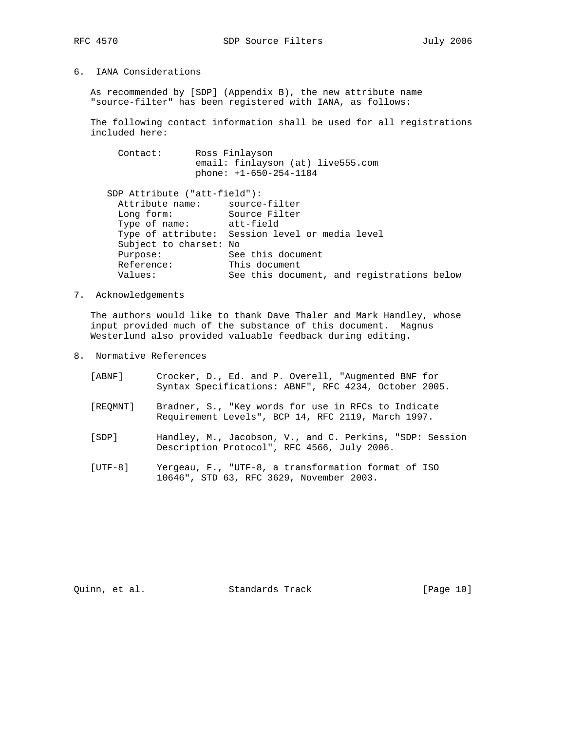## 6. IANA Considerations

As recommended by [SDP] (Appendix B), the new attribute name "source-filter" has been registered with IANA, as follows:

The following contact information shall be used for all registrations included here:

```
Contact:      Ross Finlayson
              email: finlayson (at) live555.com
              phone: +1-650-254-1184
```

```
SDP Attribute ("att-field"):
  Attribute name:     source-filter
  Long form:          Source Filter
  Type of name:       att-field
  Type of attribute:  Session level or media level
  Subject to charset: No
  Purpose:            See this document
  Reference:          This document
  Values:             See this document, and registrations below
```

## 7. Acknowledgements

The authors would like to thank Dave Thaler and Mark Handley, whose input provided much of the substance of this document. Magnus Westerlund also provided valuable feedback during editing.

## 8. Normative References

[ABNF] Crocker, D., Ed. and P. Overell, "Augmented BNF for Syntax Specifications: ABNF", RFC 4234, October 2005.

[REQMNT] Bradner, S., "Key words for use in RFCs to Indicate Requirement Levels", BCP 14, RFC 2119, March 1997.

[SDP] Handley, M., Jacobson, V., and C. Perkins, "SDP: Session Description Protocol", RFC 4566, July 2006.

[UTF-8] Yergeau, F., "UTF-8, a transformation format of ISO 10646", STD 63, RFC 3629, November 2003.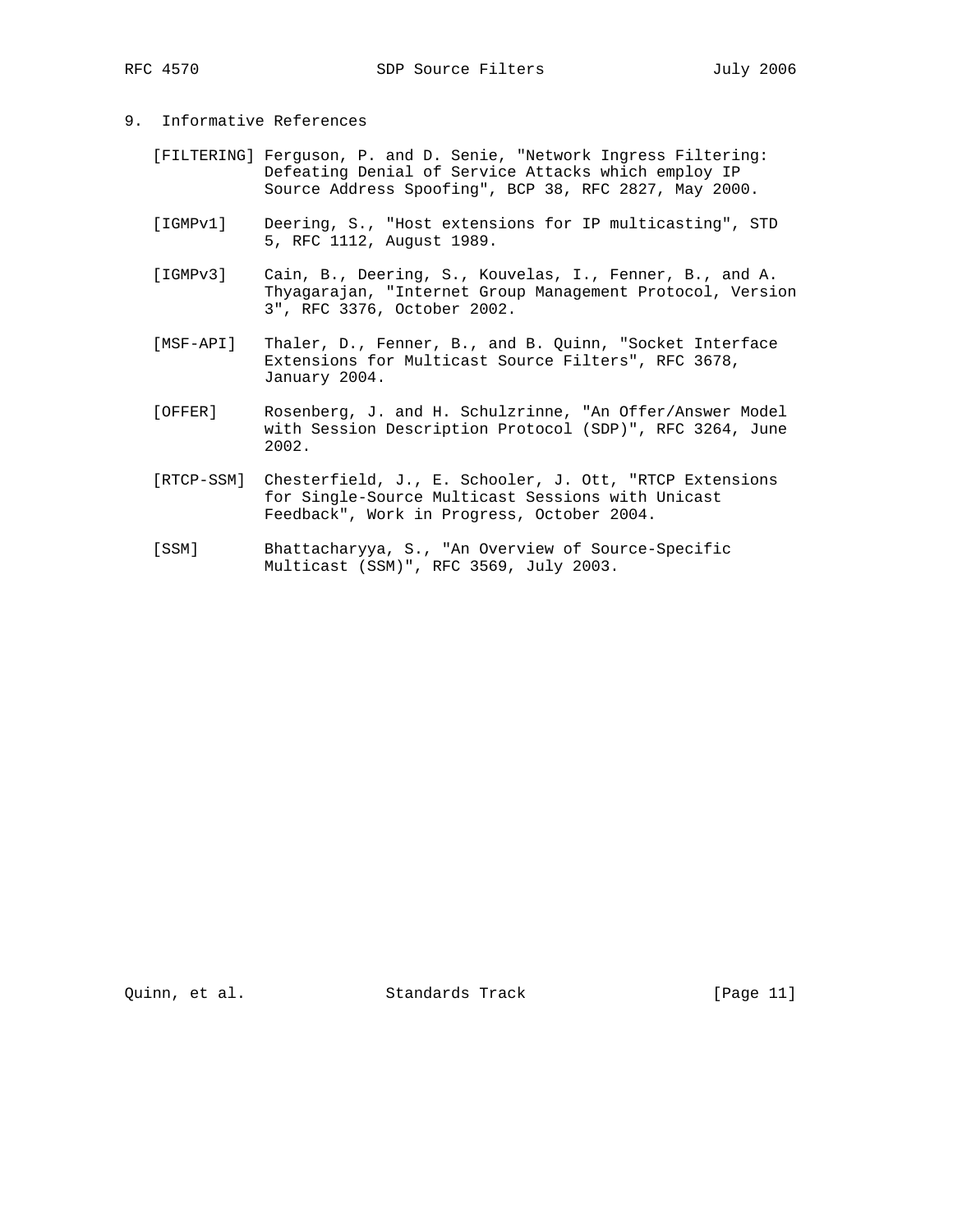## 9. Informative References

[FILTERING] Ferguson, P. and D. Senie, "Network Ingress Filtering: Defeating Denial of Service Attacks which employ IP Source Address Spoofing", BCP 38, RFC 2827, May 2000.

[IGMPv1] Deering, S., "Host extensions for IP multicasting", STD 5, RFC 1112, August 1989.

[IGMPv3] Cain, B., Deering, S., Kouvelas, I., Fenner, B., and A. Thyagarajan, "Internet Group Management Protocol, Version 3", RFC 3376, October 2002.

[MSF-API] Thaler, D., Fenner, B., and B. Quinn, "Socket Interface Extensions for Multicast Source Filters", RFC 3678, January 2004.

[OFFER] Rosenberg, J. and H. Schulzrinne, "An Offer/Answer Model with Session Description Protocol (SDP)", RFC 3264, June 2002.

[RTCP-SSM] Chesterfield, J., E. Schooler, J. Ott, "RTCP Extensions for Single-Source Multicast Sessions with Unicast Feedback", Work in Progress, October 2004.

[SSM] Bhattacharyya, S., "An Overview of Source-Specific Multicast (SSM)", RFC 3569, July 2003.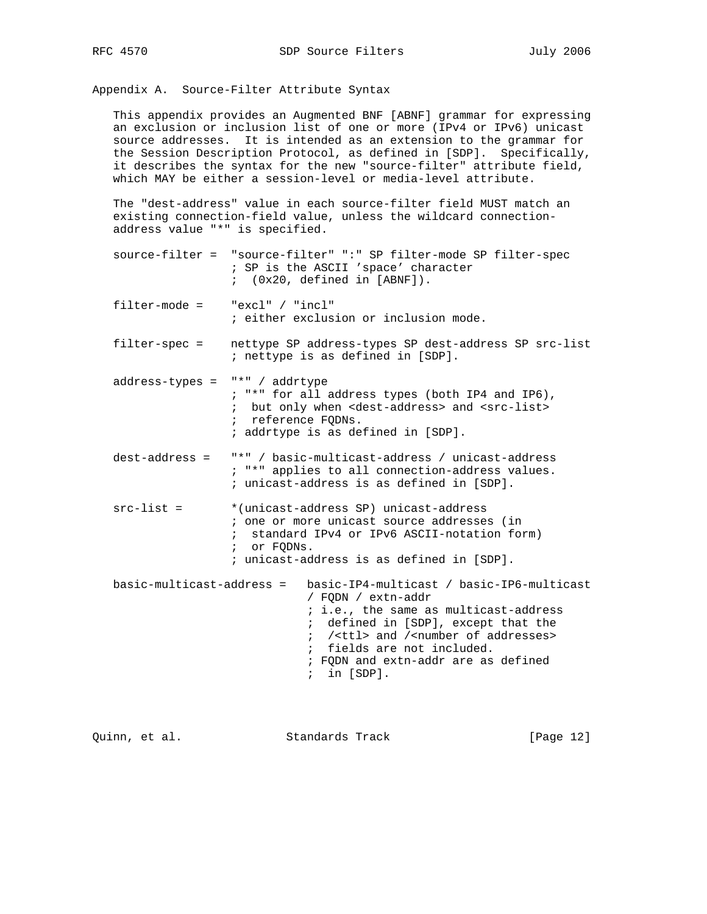## Appendix A. Source-Filter Attribute Syntax

This appendix provides an Augmented BNF [ABNF] grammar for expressing an exclusion or inclusion list of one or more (IPv4 or IPv6) unicast source addresses. It is intended as an extension to the grammar for the Session Description Protocol, as defined in [SDP]. Specifically, it describes the syntax for the new "source-filter" attribute field, which MAY be either a session-level or media-level attribute.

The "dest-address" value in each source-filter field MUST match an existing connection-field value, unless the wildcard connection-address value "*" is specified.

```
source-filter =  "source-filter" ":" SP filter-mode SP filter-spec
                 ; SP is the ASCII 'space' character
                 ;  (0x20, defined in [ABNF]).

filter-mode =    "excl" / "incl"
                 ; either exclusion or inclusion mode.

filter-spec =    nettype SP address-types SP dest-address SP src-list
                 ; nettype is as defined in [SDP].

address-types =  "*" / addrtype
                 ; "*" for all address types (both IP4 and IP6),
                 ;  but only when <dest-address> and <src-list>
                 ;  reference FQDNs.
                 ; addrtype is as defined in [SDP].

dest-address =   "*" / basic-multicast-address / unicast-address
                 ; "*" applies to all connection-address values.
                 ; unicast-address is as defined in [SDP].

src-list =       *(unicast-address SP) unicast-address
                 ; one or more unicast source addresses (in
                 ;  standard IPv4 or IPv6 ASCII-notation form)
                 ;  or FQDNs.
                 ; unicast-address is as defined in [SDP].

basic-multicast-address =   basic-IP4-multicast / basic-IP6-multicast
                            / FQDN / extn-addr
                            ; i.e., the same as multicast-address
                            ;  defined in [SDP], except that the
                            ;  /<ttl> and /<number of addresses>
                            ;  fields are not included.
                            ; FQDN and extn-addr are as defined
                            ;  in [SDP].
```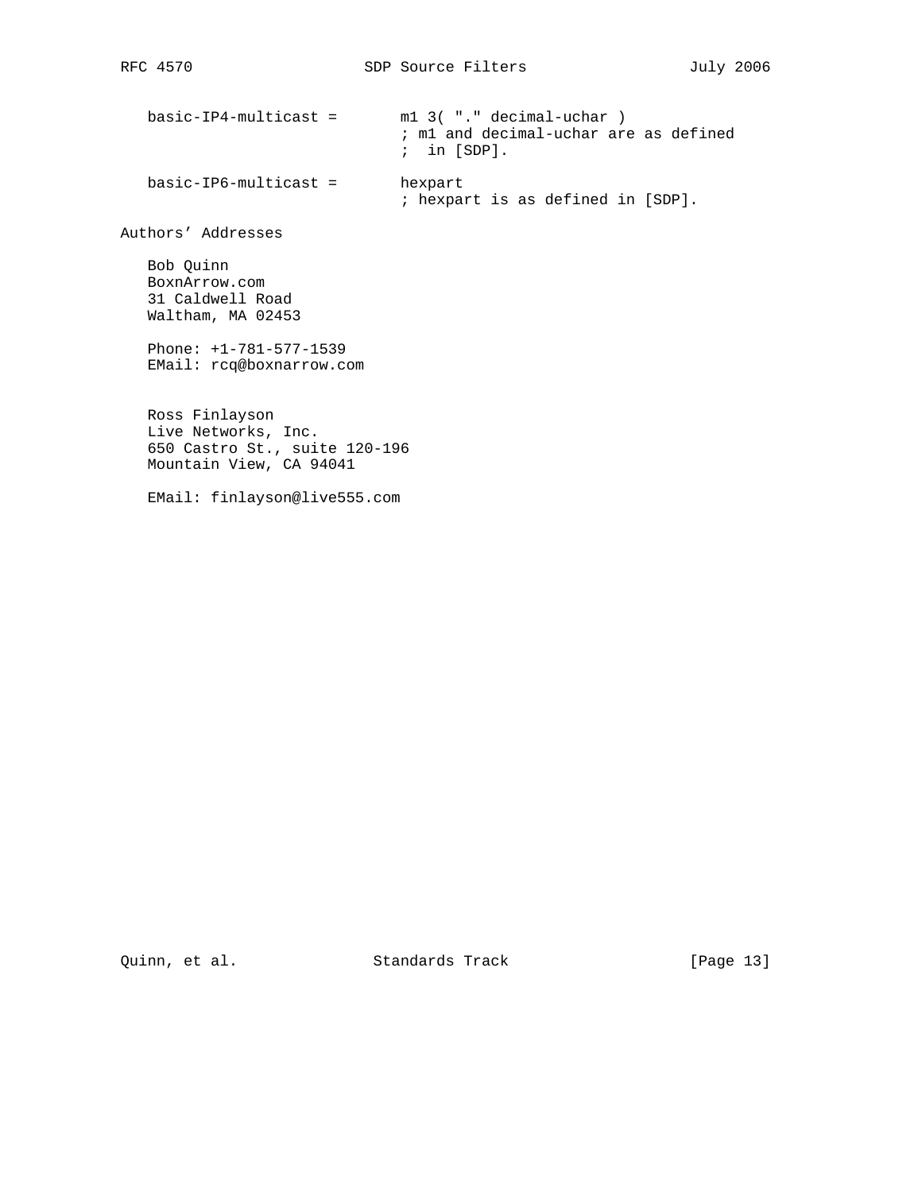```
   basic-IP4-multicast =       m1 3( "." decimal-uchar )
                               ; m1 and decimal-uchar are as defined
                               ;  in [SDP].

   basic-IP6-multicast =       hexpart
                               ; hexpart is as defined in [SDP].
```

## Authors' Addresses

Bob Quinn
BoxnArrow.com
31 Caldwell Road
Waltham, MA 02453

Phone: +1-781-577-1539
EMail: rcq@boxnarrow.com

Ross Finlayson
Live Networks, Inc.
650 Castro St., suite 120-196
Mountain View, CA 94041

EMail: finlayson@live555.com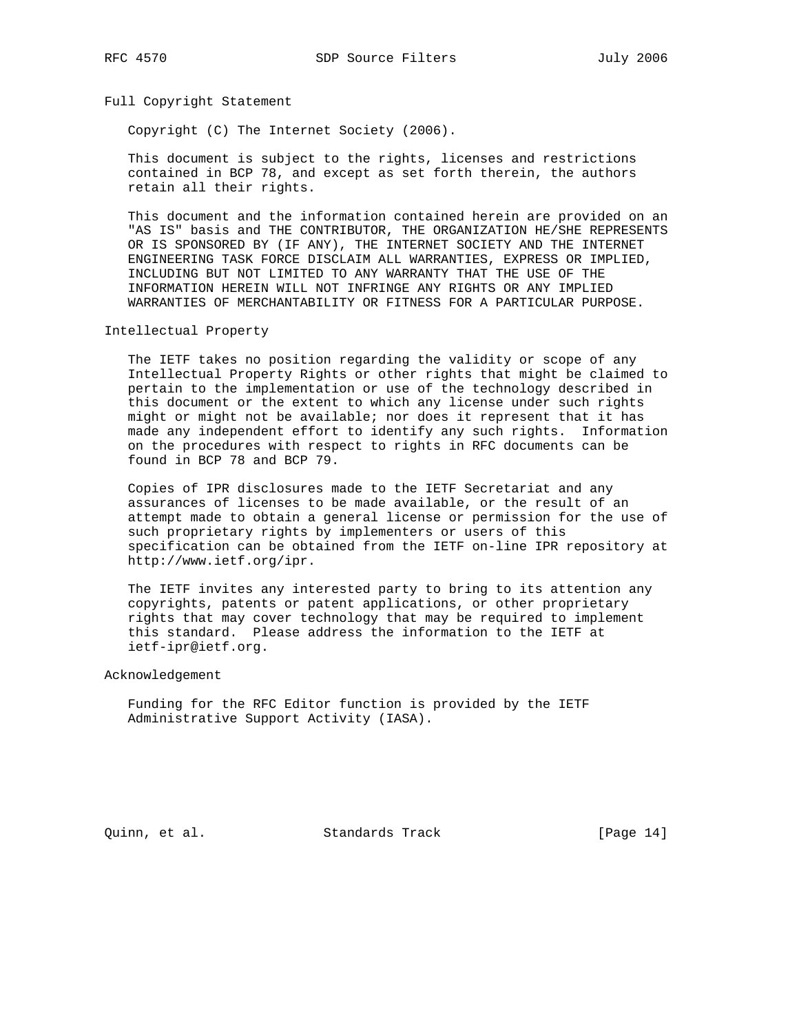## Full Copyright Statement

Copyright (C) The Internet Society (2006).

This document is subject to the rights, licenses and restrictions contained in BCP 78, and except as set forth therein, the authors retain all their rights.

This document and the information contained herein are provided on an "AS IS" basis and THE CONTRIBUTOR, THE ORGANIZATION HE/SHE REPRESENTS OR IS SPONSORED BY (IF ANY), THE INTERNET SOCIETY AND THE INTERNET ENGINEERING TASK FORCE DISCLAIM ALL WARRANTIES, EXPRESS OR IMPLIED, INCLUDING BUT NOT LIMITED TO ANY WARRANTY THAT THE USE OF THE INFORMATION HEREIN WILL NOT INFRINGE ANY RIGHTS OR ANY IMPLIED WARRANTIES OF MERCHANTABILITY OR FITNESS FOR A PARTICULAR PURPOSE.

## Intellectual Property

The IETF takes no position regarding the validity or scope of any Intellectual Property Rights or other rights that might be claimed to pertain to the implementation or use of the technology described in this document or the extent to which any license under such rights might or might not be available; nor does it represent that it has made any independent effort to identify any such rights. Information on the procedures with respect to rights in RFC documents can be found in BCP 78 and BCP 79.

Copies of IPR disclosures made to the IETF Secretariat and any assurances of licenses to be made available, or the result of an attempt made to obtain a general license or permission for the use of such proprietary rights by implementers or users of this specification can be obtained from the IETF on-line IPR repository at http://www.ietf.org/ipr.

The IETF invites any interested party to bring to its attention any copyrights, patents or patent applications, or other proprietary rights that may cover technology that may be required to implement this standard. Please address the information to the IETF at ietf-ipr@ietf.org.

## Acknowledgement

Funding for the RFC Editor function is provided by the IETF Administrative Support Activity (IASA).